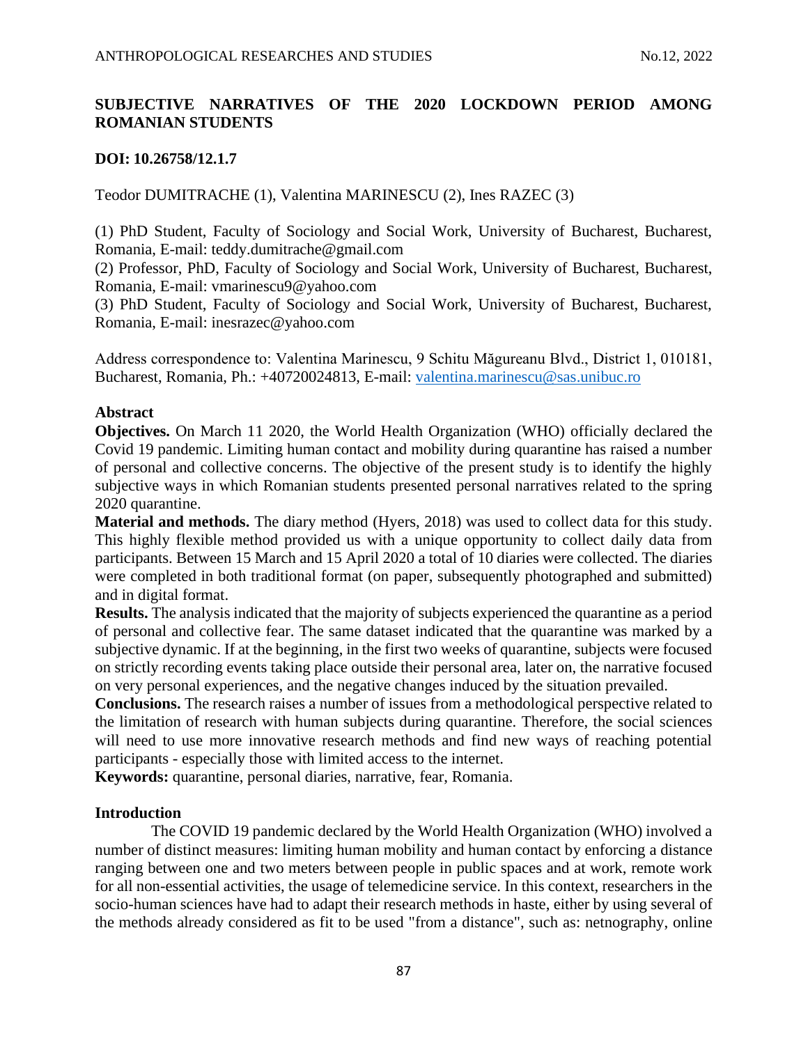# SUBJECTIVE NARRATIVES OF THE 2020 LOCKDOWN PERIOD AMONG ROMANIAN STUDENTS

**DOI: 10.26758/12.1.7**

Teodor DUMITRACHE (1), Valentina MARINESCU (2), Ines RAZEC (3)

(1) PhD Student, Faculty of Sociology and Social Work, University of Bucharest, Bucharest, Romania, E-mail: teddy.dumitrache@gmail.com
(2) Professor, PhD, Faculty of Sociology and Social Work, University of Bucharest, Bucharest, Romania, E-mail: vmarinescu9@yahoo.com
(3) PhD Student, Faculty of Sociology and Social Work, University of Bucharest, Bucharest, Romania, E-mail: inesrazec@yahoo.com

Address correspondence to: Valentina Marinescu, 9 Schitu Măgureanu Blvd., District 1, 010181, Bucharest, Romania, Ph.: +40720024813, E-mail: valentina.marinescu@sas.unibuc.ro

## Abstract

**Objectives.** On March 11 2020, the World Health Organization (WHO) officially declared the Covid 19 pandemic. Limiting human contact and mobility during quarantine has raised a number of personal and collective concerns. The objective of the present study is to identify the highly subjective ways in which Romanian students presented personal narratives related to the spring 2020 quarantine.

**Material and methods.** The diary method (Hyers, 2018) was used to collect data for this study. This highly flexible method provided us with a unique opportunity to collect daily data from participants. Between 15 March and 15 April 2020 a total of 10 diaries were collected. The diaries were completed in both traditional format (on paper, subsequently photographed and submitted) and in digital format.

**Results.** The analysis indicated that the majority of subjects experienced the quarantine as a period of personal and collective fear. The same dataset indicated that the quarantine was marked by a subjective dynamic. If at the beginning, in the first two weeks of quarantine, subjects were focused on strictly recording events taking place outside their personal area, later on, the narrative focused on very personal experiences, and the negative changes induced by the situation prevailed.

**Conclusions.** The research raises a number of issues from a methodological perspective related to the limitation of research with human subjects during quarantine. Therefore, the social sciences will need to use more innovative research methods and find new ways of reaching potential participants - especially those with limited access to the internet.

**Keywords:** quarantine, personal diaries, narrative, fear, Romania.

## Introduction

The COVID 19 pandemic declared by the World Health Organization (WHO) involved a number of distinct measures: limiting human mobility and human contact by enforcing a distance ranging between one and two meters between people in public spaces and at work, remote work for all non-essential activities, the usage of telemedicine service. In this context, researchers in the socio-human sciences have had to adapt their research methods in haste, either by using several of the methods already considered as fit to be used "from a distance", such as: netnography, online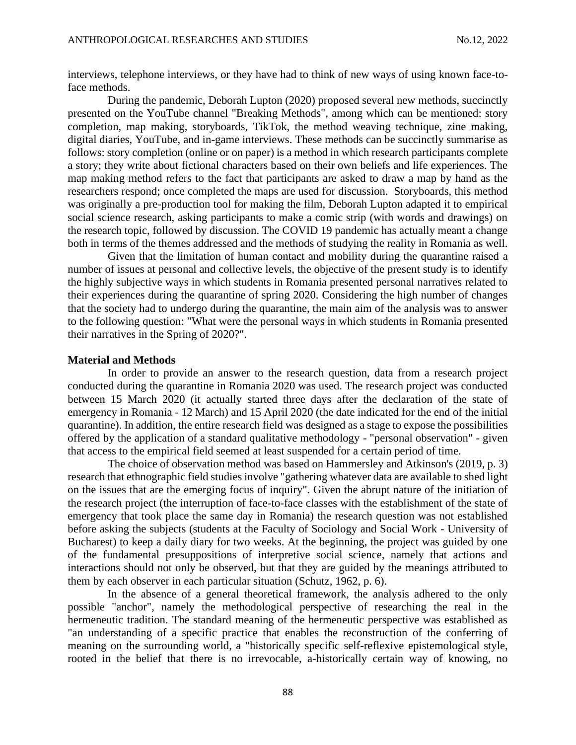interviews, telephone interviews, or they have had to think of new ways of using known face-to-face methods.

During the pandemic, Deborah Lupton (2020) proposed several new methods, succinctly presented on the YouTube channel "Breaking Methods", among which can be mentioned: story completion, map making, storyboards, TikTok, the method weaving technique, zine making, digital diaries, YouTube, and in-game interviews. These methods can be succinctly summarise as follows: story completion (online or on paper) is a method in which research participants complete a story; they write about fictional characters based on their own beliefs and life experiences. The map making method refers to the fact that participants are asked to draw a map by hand as the researchers respond; once completed the maps are used for discussion. Storyboards, this method was originally a pre-production tool for making the film, Deborah Lupton adapted it to empirical social science research, asking participants to make a comic strip (with words and drawings) on the research topic, followed by discussion. The COVID 19 pandemic has actually meant a change both in terms of the themes addressed and the methods of studying the reality in Romania as well.

Given that the limitation of human contact and mobility during the quarantine raised a number of issues at personal and collective levels, the objective of the present study is to identify the highly subjective ways in which students in Romania presented personal narratives related to their experiences during the quarantine of spring 2020. Considering the high number of changes that the society had to undergo during the quarantine, the main aim of the analysis was to answer to the following question: "What were the personal ways in which students in Romania presented their narratives in the Spring of 2020?".

## Material and Methods

In order to provide an answer to the research question, data from a research project conducted during the quarantine in Romania 2020 was used. The research project was conducted between 15 March 2020 (it actually started three days after the declaration of the state of emergency in Romania - 12 March) and 15 April 2020 (the date indicated for the end of the initial quarantine). In addition, the entire research field was designed as a stage to expose the possibilities offered by the application of a standard qualitative methodology - "personal observation" - given that access to the empirical field seemed at least suspended for a certain period of time.

The choice of observation method was based on Hammersley and Atkinson's (2019, p. 3) research that ethnographic field studies involve "gathering whatever data are available to shed light on the issues that are the emerging focus of inquiry". Given the abrupt nature of the initiation of the research project (the interruption of face-to-face classes with the establishment of the state of emergency that took place the same day in Romania) the research question was not established before asking the subjects (students at the Faculty of Sociology and Social Work - University of Bucharest) to keep a daily diary for two weeks. At the beginning, the project was guided by one of the fundamental presuppositions of interpretive social science, namely that actions and interactions should not only be observed, but that they are guided by the meanings attributed to them by each observer in each particular situation (Schutz, 1962, p. 6).

In the absence of a general theoretical framework, the analysis adhered to the only possible "anchor", namely the methodological perspective of researching the real in the hermeneutic tradition. The standard meaning of the hermeneutic perspective was established as "an understanding of a specific practice that enables the reconstruction of the conferring of meaning on the surrounding world, a "historically specific self-reflexive epistemological style, rooted in the belief that there is no irrevocable, a-historically certain way of knowing, no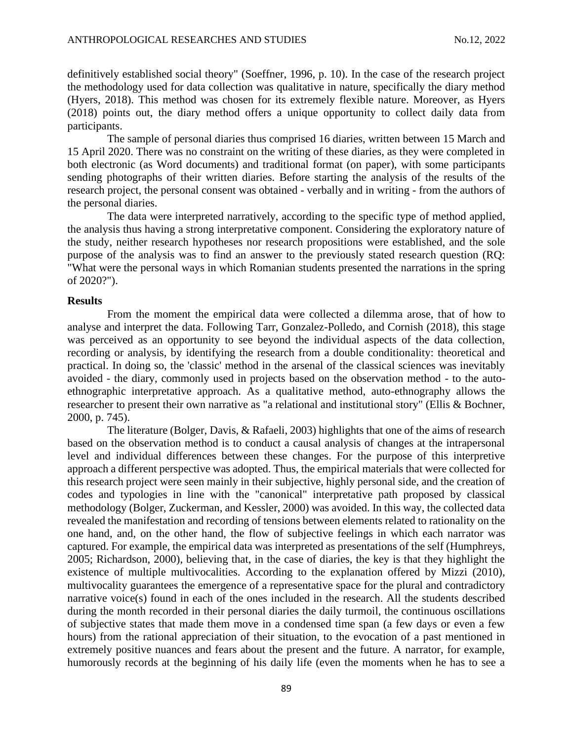definitively established social theory" (Soeffner, 1996, p. 10). In the case of the research project the methodology used for data collection was qualitative in nature, specifically the diary method (Hyers, 2018). This method was chosen for its extremely flexible nature. Moreover, as Hyers (2018) points out, the diary method offers a unique opportunity to collect daily data from participants.

The sample of personal diaries thus comprised 16 diaries, written between 15 March and 15 April 2020. There was no constraint on the writing of these diaries, as they were completed in both electronic (as Word documents) and traditional format (on paper), with some participants sending photographs of their written diaries. Before starting the analysis of the results of the research project, the personal consent was obtained - verbally and in writing - from the authors of the personal diaries.

The data were interpreted narratively, according to the specific type of method applied, the analysis thus having a strong interpretative component. Considering the exploratory nature of the study, neither research hypotheses nor research propositions were established, and the sole purpose of the analysis was to find an answer to the previously stated research question (RQ: "What were the personal ways in which Romanian students presented the narrations in the spring of 2020?").

## Results

From the moment the empirical data were collected a dilemma arose, that of how to analyse and interpret the data. Following Tarr, Gonzalez-Polledo, and Cornish (2018), this stage was perceived as an opportunity to see beyond the individual aspects of the data collection, recording or analysis, by identifying the research from a double conditionality: theoretical and practical. In doing so, the 'classic' method in the arsenal of the classical sciences was inevitably avoided - the diary, commonly used in projects based on the observation method - to the auto-ethnographic interpretative approach. As a qualitative method, auto-ethnography allows the researcher to present their own narrative as "a relational and institutional story" (Ellis & Bochner, 2000, p. 745).

The literature (Bolger, Davis, & Rafaeli, 2003) highlights that one of the aims of research based on the observation method is to conduct a causal analysis of changes at the intrapersonal level and individual differences between these changes. For the purpose of this interpretive approach a different perspective was adopted. Thus, the empirical materials that were collected for this research project were seen mainly in their subjective, highly personal side, and the creation of codes and typologies in line with the "canonical" interpretative path proposed by classical methodology (Bolger, Zuckerman, and Kessler, 2000) was avoided. In this way, the collected data revealed the manifestation and recording of tensions between elements related to rationality on the one hand, and, on the other hand, the flow of subjective feelings in which each narrator was captured. For example, the empirical data was interpreted as presentations of the self (Humphreys, 2005; Richardson, 2000), believing that, in the case of diaries, the key is that they highlight the existence of multiple multivocalities. According to the explanation offered by Mizzi (2010), multivocality guarantees the emergence of a representative space for the plural and contradictory narrative voice(s) found in each of the ones included in the research. All the students described during the month recorded in their personal diaries the daily turmoil, the continuous oscillations of subjective states that made them move in a condensed time span (a few days or even a few hours) from the rational appreciation of their situation, to the evocation of a past mentioned in extremely positive nuances and fears about the present and the future. A narrator, for example, humorously records at the beginning of his daily life (even the moments when he has to see a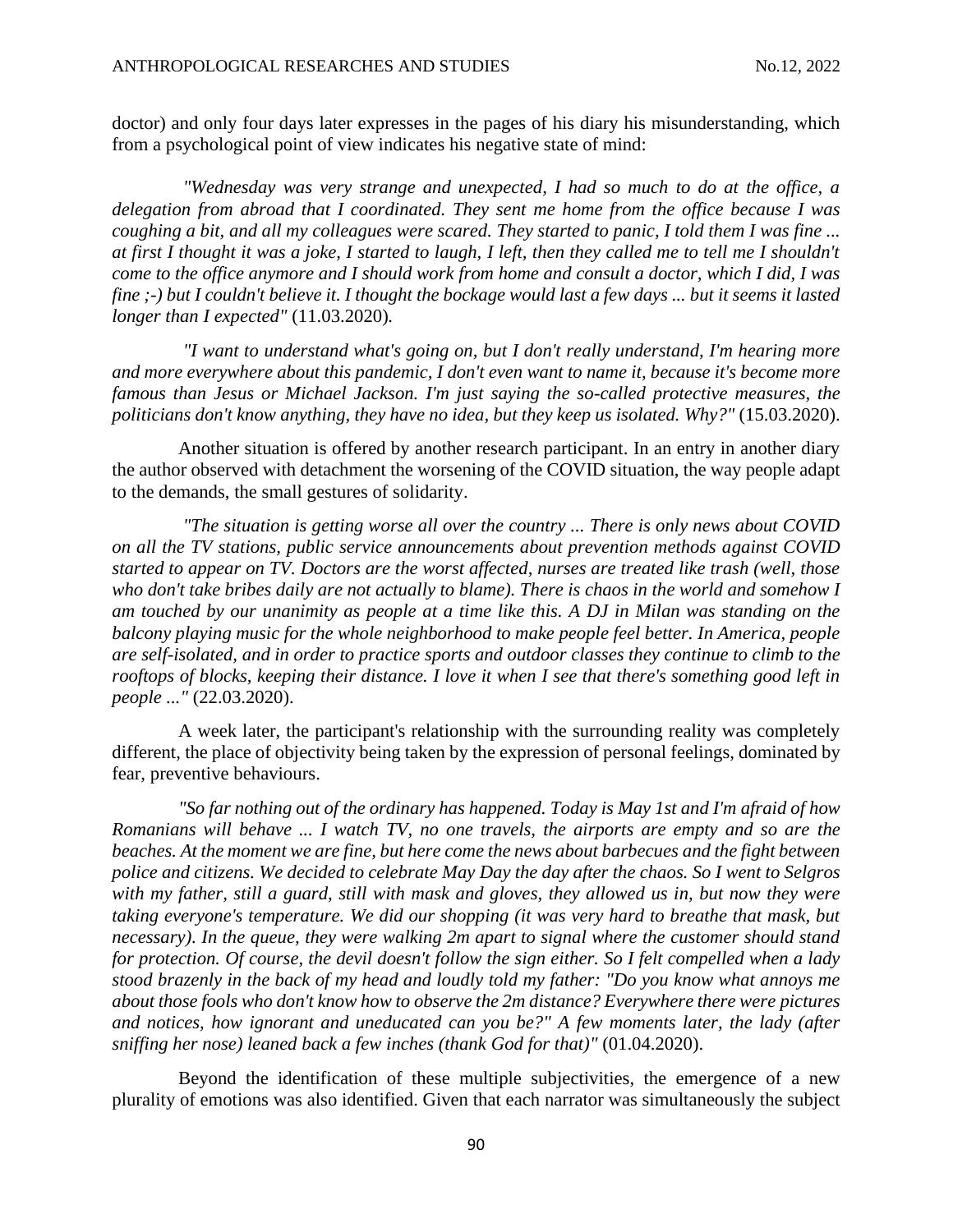doctor) and only four days later expresses in the pages of his diary his misunderstanding, which from a psychological point of view indicates his negative state of mind:

*"Wednesday was very strange and unexpected, I had so much to do at the office, a delegation from abroad that I coordinated. They sent me home from the office because I was coughing a bit, and all my colleagues were scared. They started to panic, I told them I was fine ... at first I thought it was a joke, I started to laugh, I left, then they called me to tell me I shouldn't come to the office anymore and I should work from home and consult a doctor, which I did, I was fine ;-) but I couldn't believe it. I thought the bockage would last a few days ... but it seems it lasted longer than I expected"* (11.03.2020).

*"I want to understand what's going on, but I don't really understand, I'm hearing more and more everywhere about this pandemic, I don't even want to name it, because it's become more famous than Jesus or Michael Jackson. I'm just saying the so-called protective measures, the politicians don't know anything, they have no idea, but they keep us isolated. Why?"* (15.03.2020).

Another situation is offered by another research participant. In an entry in another diary the author observed with detachment the worsening of the COVID situation, the way people adapt to the demands, the small gestures of solidarity.

*"The situation is getting worse all over the country ... There is only news about COVID on all the TV stations, public service announcements about prevention methods against COVID started to appear on TV. Doctors are the worst affected, nurses are treated like trash (well, those who don't take bribes daily are not actually to blame). There is chaos in the world and somehow I am touched by our unanimity as people at a time like this. A DJ in Milan was standing on the balcony playing music for the whole neighborhood to make people feel better. In America, people are self-isolated, and in order to practice sports and outdoor classes they continue to climb to the rooftops of blocks, keeping their distance. I love it when I see that there's something good left in people ..."* (22.03.2020).

A week later, the participant's relationship with the surrounding reality was completely different, the place of objectivity being taken by the expression of personal feelings, dominated by fear, preventive behaviours.

*"So far nothing out of the ordinary has happened. Today is May 1st and I'm afraid of how Romanians will behave ... I watch TV, no one travels, the airports are empty and so are the beaches. At the moment we are fine, but here come the news about barbecues and the fight between police and citizens. We decided to celebrate May Day the day after the chaos. So I went to Selgros with my father, still a guard, still with mask and gloves, they allowed us in, but now they were taking everyone's temperature. We did our shopping (it was very hard to breathe that mask, but necessary). In the queue, they were walking 2m apart to signal where the customer should stand for protection. Of course, the devil doesn't follow the sign either. So I felt compelled when a lady stood brazenly in the back of my head and loudly told my father: "Do you know what annoys me about those fools who don't know how to observe the 2m distance? Everywhere there were pictures and notices, how ignorant and uneducated can you be?" A few moments later, the lady (after sniffing her nose) leaned back a few inches (thank God for that)"* (01.04.2020).

Beyond the identification of these multiple subjectivities, the emergence of a new plurality of emotions was also identified. Given that each narrator was simultaneously the subject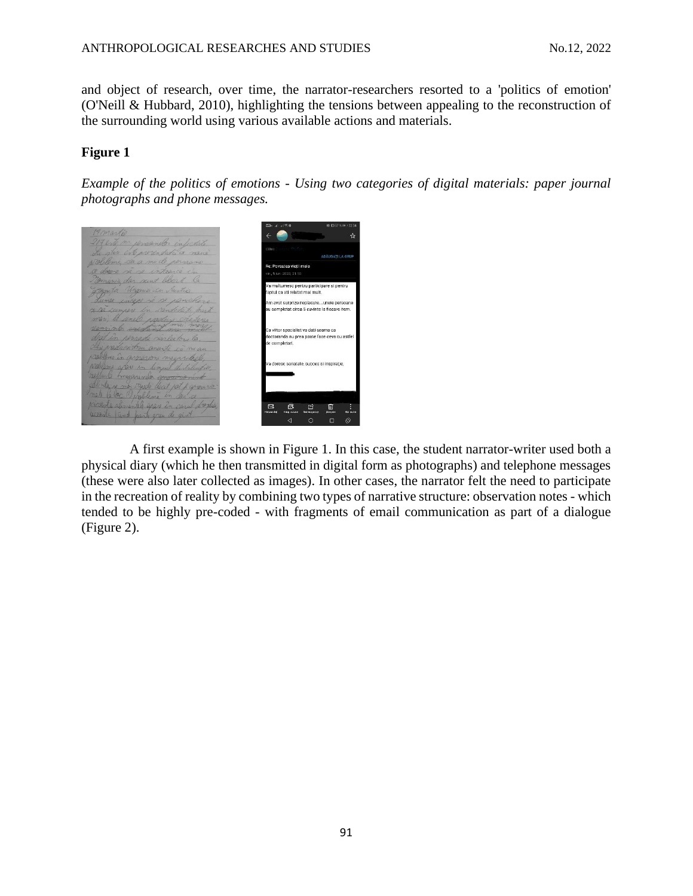and object of research, over time, the narrator-researchers resorted to a 'politics of emotion' (O'Neill & Hubbard, 2010), highlighting the tensions between appealing to the reconstruction of the surrounding world using various available actions and materials.

**Figure 1**

*Example of the politics of emotions - Using two categories of digital materials: paper journal photographs and phone messages.*

A first example is shown in Figure 1. In this case, the student narrator-writer used both a physical diary (which he then transmitted in digital form as photographs) and telephone messages (these were also later collected as images). In other cases, the narrator felt the need to participate in the recreation of reality by combining two types of narrative structure: observation notes - which tended to be highly pre-coded - with fragments of email communication as part of a dialogue (Figure 2).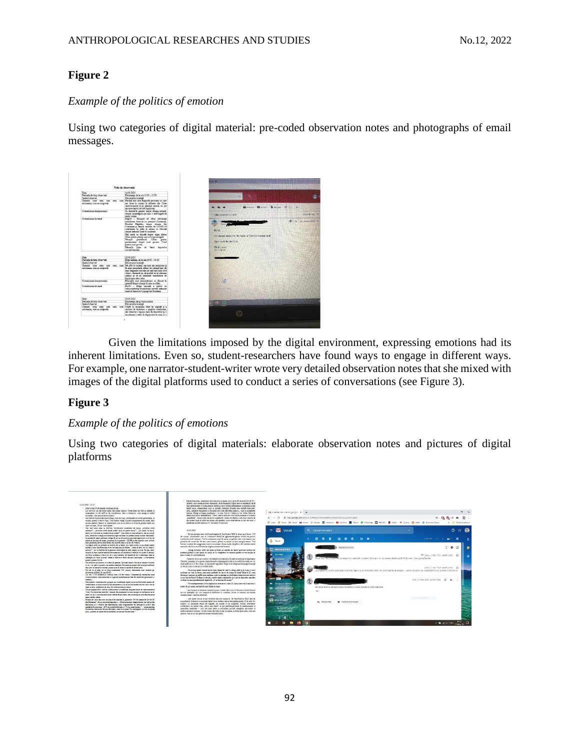**Figure 2**

*Example of the politics of emotion*

Using two categories of digital material: pre-coded observation notes and photographs of email messages.

Given the limitations imposed by the digital environment, expressing emotions had its inherent limitations. Even so, student-researchers have found ways to engage in different ways. For example, one narrator-student-writer wrote very detailed observation notes that she mixed with images of the digital platforms used to conduct a series of conversations (see Figure 3).

**Figure 3**

*Example of the politics of emotions*

Using two categories of digital materials: elaborate observation notes and pictures of digital platforms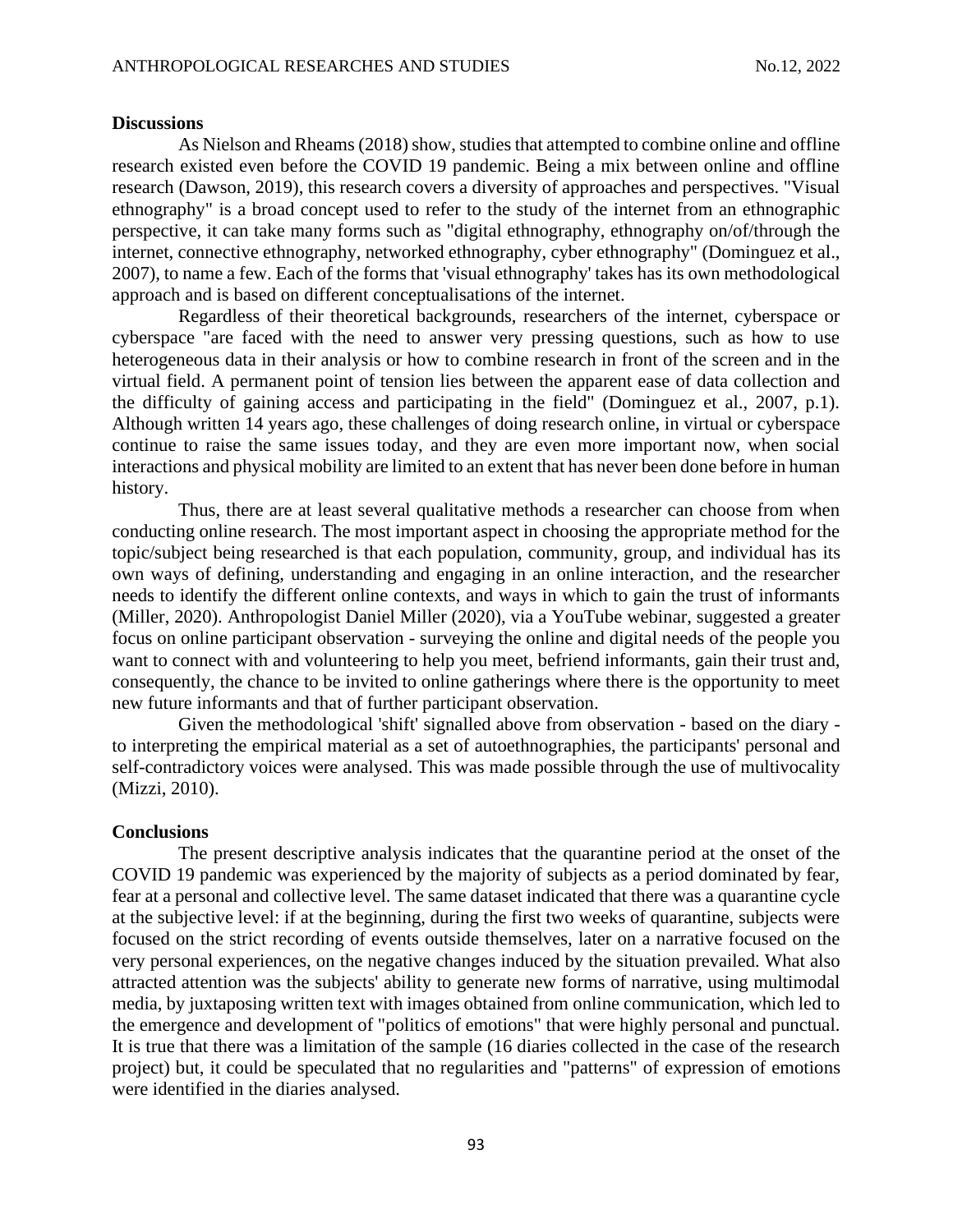## Discussions

As Nielson and Rheams (2018) show, studies that attempted to combine online and offline research existed even before the COVID 19 pandemic. Being a mix between online and offline research (Dawson, 2019), this research covers a diversity of approaches and perspectives. "Visual ethnography" is a broad concept used to refer to the study of the internet from an ethnographic perspective, it can take many forms such as "digital ethnography, ethnography on/of/through the internet, connective ethnography, networked ethnography, cyber ethnography" (Dominguez et al., 2007), to name a few. Each of the forms that 'visual ethnography' takes has its own methodological approach and is based on different conceptualisations of the internet.

Regardless of their theoretical backgrounds, researchers of the internet, cyberspace or cyberspace "are faced with the need to answer very pressing questions, such as how to use heterogeneous data in their analysis or how to combine research in front of the screen and in the virtual field. A permanent point of tension lies between the apparent ease of data collection and the difficulty of gaining access and participating in the field" (Dominguez et al., 2007, p.1). Although written 14 years ago, these challenges of doing research online, in virtual or cyberspace continue to raise the same issues today, and they are even more important now, when social interactions and physical mobility are limited to an extent that has never been done before in human history.

Thus, there are at least several qualitative methods a researcher can choose from when conducting online research. The most important aspect in choosing the appropriate method for the topic/subject being researched is that each population, community, group, and individual has its own ways of defining, understanding and engaging in an online interaction, and the researcher needs to identify the different online contexts, and ways in which to gain the trust of informants (Miller, 2020). Anthropologist Daniel Miller (2020), via a YouTube webinar, suggested a greater focus on online participant observation - surveying the online and digital needs of the people you want to connect with and volunteering to help you meet, befriend informants, gain their trust and, consequently, the chance to be invited to online gatherings where there is the opportunity to meet new future informants and that of further participant observation.

Given the methodological 'shift' signalled above from observation - based on the diary - to interpreting the empirical material as a set of autoethnographies, the participants' personal and self-contradictory voices were analysed. This was made possible through the use of multivocality (Mizzi, 2010).

## Conclusions

The present descriptive analysis indicates that the quarantine period at the onset of the COVID 19 pandemic was experienced by the majority of subjects as a period dominated by fear, fear at a personal and collective level. The same dataset indicated that there was a quarantine cycle at the subjective level: if at the beginning, during the first two weeks of quarantine, subjects were focused on the strict recording of events outside themselves, later on a narrative focused on the very personal experiences, on the negative changes induced by the situation prevailed. What also attracted attention was the subjects' ability to generate new forms of narrative, using multimodal media, by juxtaposing written text with images obtained from online communication, which led to the emergence and development of "politics of emotions" that were highly personal and punctual. It is true that there was a limitation of the sample (16 diaries collected in the case of the research project) but, it could be speculated that no regularities and "patterns" of expression of emotions were identified in the diaries analysed.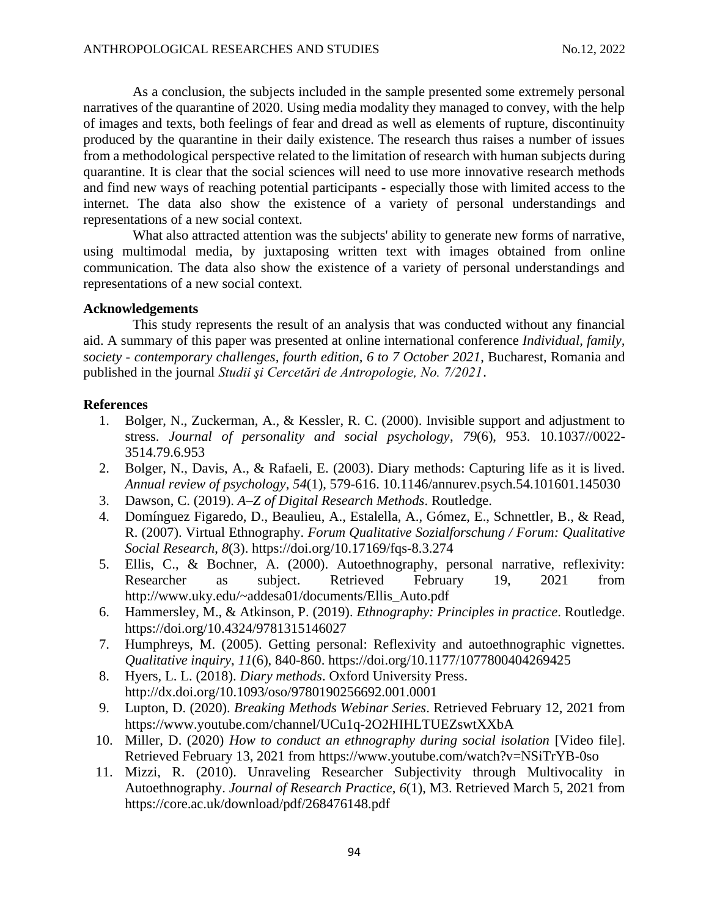As a conclusion, the subjects included in the sample presented some extremely personal narratives of the quarantine of 2020. Using media modality they managed to convey, with the help of images and texts, both feelings of fear and dread as well as elements of rupture, discontinuity produced by the quarantine in their daily existence. The research thus raises a number of issues from a methodological perspective related to the limitation of research with human subjects during quarantine. It is clear that the social sciences will need to use more innovative research methods and find new ways of reaching potential participants - especially those with limited access to the internet. The data also show the existence of a variety of personal understandings and representations of a new social context.

What also attracted attention was the subjects' ability to generate new forms of narrative, using multimodal media, by juxtaposing written text with images obtained from online communication. The data also show the existence of a variety of personal understandings and representations of a new social context.

**Acknowledgements**

This study represents the result of an analysis that was conducted without any financial aid. A summary of this paper was presented at online international conference *Individual, family, society - contemporary challenges, fourth edition, 6 to 7 October 2021*, Bucharest, Romania and published in the journal *Studii şi Cercetări de Antropologie, No. 7/2021*.

**References**

1. Bolger, N., Zuckerman, A., & Kessler, R. C. (2000). Invisible support and adjustment to stress. *Journal of personality and social psychology*, *79*(6), 953. 10.1037//0022-3514.79.6.953
2. Bolger, N., Davis, A., & Rafaeli, E. (2003). Diary methods: Capturing life as it is lived. *Annual review of psychology*, *54*(1), 579-616. 10.1146/annurev.psych.54.101601.145030
3. Dawson, C. (2019). *A–Z of Digital Research Methods*. Routledge.
4. Domínguez Figaredo, D., Beaulieu, A., Estalella, A., Gómez, E., Schnettler, B., & Read, R. (2007). Virtual Ethnography. *Forum Qualitative Sozialforschung / Forum: Qualitative Social Research*, *8*(3). https://doi.org/10.17169/fqs-8.3.274
5. Ellis, C., & Bochner, A. (2000). Autoethnography, personal narrative, reflexivity: Researcher as subject. Retrieved February 19, 2021 from http://www.uky.edu/~addesa01/documents/Ellis_Auto.pdf
6. Hammersley, M., & Atkinson, P. (2019). *Ethnography: Principles in practice*. Routledge. https://doi.org/10.4324/9781315146027
7. Humphreys, M. (2005). Getting personal: Reflexivity and autoethnographic vignettes. *Qualitative inquiry*, *11*(6), 840-860. https://doi.org/10.1177/1077800404269425
8. Hyers, L. L. (2018). *Diary methods*. Oxford University Press. http://dx.doi.org/10.1093/oso/9780190256692.001.0001
9. Lupton, D. (2020). *Breaking Methods Webinar Series*. Retrieved February 12, 2021 from https://www.youtube.com/channel/UCu1q-2O2HIHLTUEZswtXXbA
10. Miller, D. (2020) *How to conduct an ethnography during social isolation* [Video file]. Retrieved February 13, 2021 from https://www.youtube.com/watch?v=NSiTrYB-0so
11. Mizzi, R. (2010). Unraveling Researcher Subjectivity through Multivocality in Autoethnography. *Journal of Research Practice, 6*(1), M3. Retrieved March 5, 2021 from https://core.ac.uk/download/pdf/268476148.pdf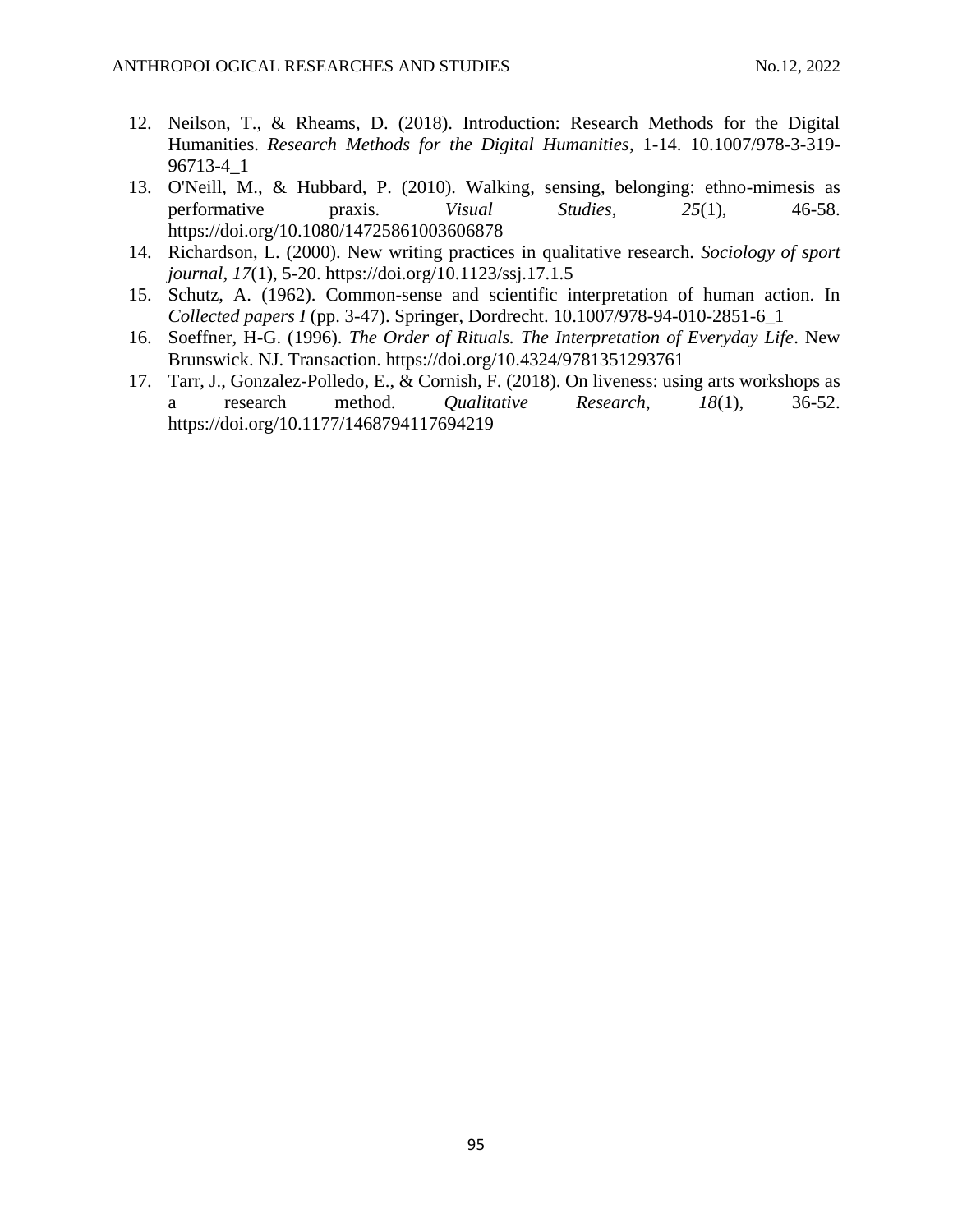12. Neilson, T., & Rheams, D. (2018). Introduction: Research Methods for the Digital Humanities. *Research Methods for the Digital Humanities*, 1-14. 10.1007/978-3-319-96713-4_1
13. O'Neill, M., & Hubbard, P. (2010). Walking, sensing, belonging: ethno-mimesis as performative praxis. *Visual Studies*, *25*(1), 46-58. https://doi.org/10.1080/14725861003606878
14. Richardson, L. (2000). New writing practices in qualitative research. *Sociology of sport journal*, *17*(1), 5-20. https://doi.org/10.1123/ssj.17.1.5
15. Schutz, A. (1962). Common-sense and scientific interpretation of human action. In *Collected papers I* (pp. 3-47). Springer, Dordrecht. 10.1007/978-94-010-2851-6_1
16. Soeffner, H-G. (1996). *The Order of Rituals. The Interpretation of Everyday Life*. New Brunswick. NJ. Transaction. https://doi.org/10.4324/9781351293761
17. Tarr, J., Gonzalez-Polledo, E., & Cornish, F. (2018). On liveness: using arts workshops as a research method. *Qualitative Research*, *18*(1), 36-52. https://doi.org/10.1177/1468794117694219